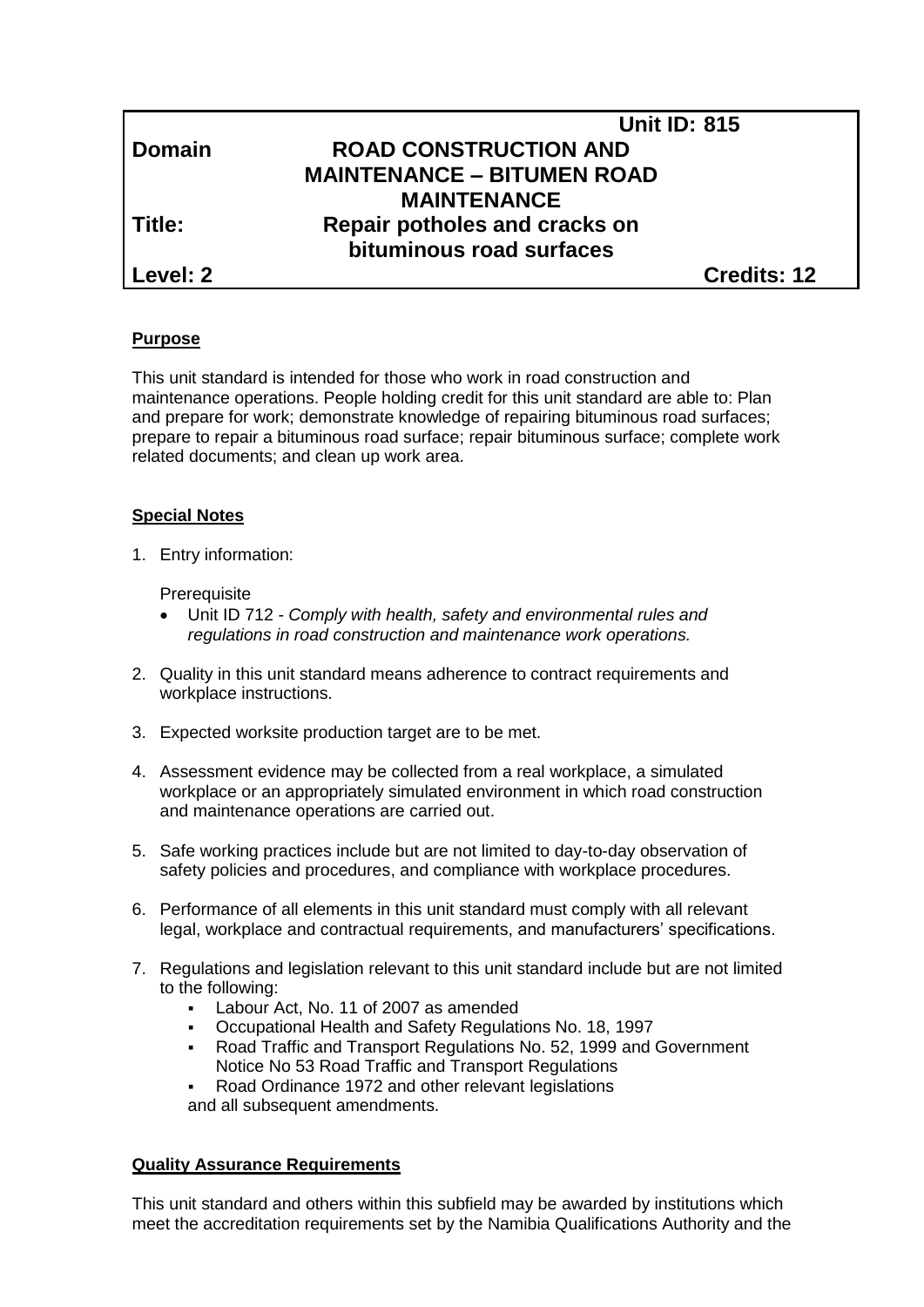| | Unit ID: 815 |
|---|---|
| **Domain** | **ROAD CONSTRUCTION AND MAINTENANCE – BITUMEN ROAD MAINTENANCE** |
| **Title:** | **Repair potholes and cracks on bituminous road surfaces** |
| **Level: 2** | **Credits: 12** |

**Purpose**

This unit standard is intended for those who work in road construction and maintenance operations. People holding credit for this unit standard are able to: Plan and prepare for work; demonstrate knowledge of repairing bituminous road surfaces; prepare to repair a bituminous road surface; repair bituminous surface; complete work related documents; and clean up work area.

**Special Notes**

1. Entry information:

   Prerequisite

   - Unit ID 712 - *Comply with health, safety and environmental rules and regulations in road construction and maintenance work operations.*

2. Quality in this unit standard means adherence to contract requirements and workplace instructions.

3. Expected worksite production target are to be met.

4. Assessment evidence may be collected from a real workplace, a simulated workplace or an appropriately simulated environment in which road construction and maintenance operations are carried out.

5. Safe working practices include but are not limited to day-to-day observation of safety policies and procedures, and compliance with workplace procedures.

6. Performance of all elements in this unit standard must comply with all relevant legal, workplace and contractual requirements, and manufacturers' specifications.

7. Regulations and legislation relevant to this unit standard include but are not limited to the following:
   - Labour Act, No. 11 of 2007 as amended
   - Occupational Health and Safety Regulations No. 18, 1997
   - Road Traffic and Transport Regulations No. 52, 1999 and Government Notice No 53 Road Traffic and Transport Regulations
   - Road Ordinance 1972 and other relevant legislations

   and all subsequent amendments.

**Quality Assurance Requirements**

This unit standard and others within this subfield may be awarded by institutions which meet the accreditation requirements set by the Namibia Qualifications Authority and the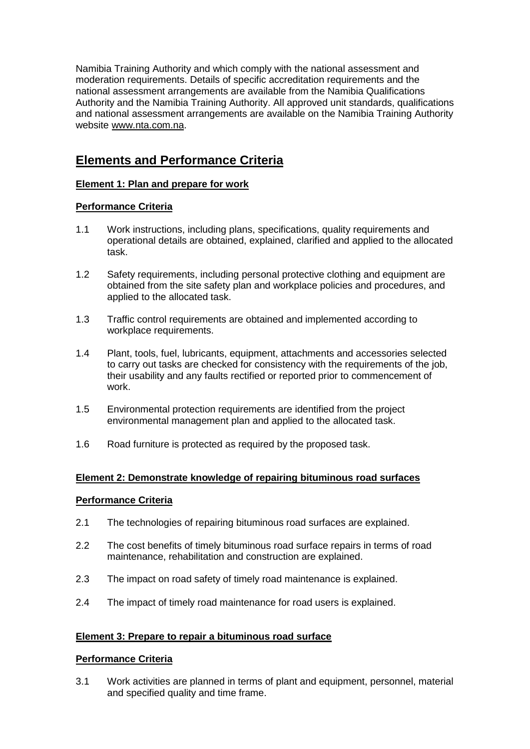Namibia Training Authority and which comply with the national assessment and moderation requirements. Details of specific accreditation requirements and the national assessment arrangements are available from the Namibia Qualifications Authority and the Namibia Training Authority. All approved unit standards, qualifications and national assessment arrangements are available on the Namibia Training Authority website www.nta.com.na.

## Elements and Performance Criteria

### Element 1: Plan and prepare for work

**Performance Criteria**

1.1 Work instructions, including plans, specifications, quality requirements and operational details are obtained, explained, clarified and applied to the allocated task.

1.2 Safety requirements, including personal protective clothing and equipment are obtained from the site safety plan and workplace policies and procedures, and applied to the allocated task.

1.3 Traffic control requirements are obtained and implemented according to workplace requirements.

1.4 Plant, tools, fuel, lubricants, equipment, attachments and accessories selected to carry out tasks are checked for consistency with the requirements of the job, their usability and any faults rectified or reported prior to commencement of work.

1.5 Environmental protection requirements are identified from the project environmental management plan and applied to the allocated task.

1.6 Road furniture is protected as required by the proposed task.

### Element 2: Demonstrate knowledge of repairing bituminous road surfaces

**Performance Criteria**

2.1 The technologies of repairing bituminous road surfaces are explained.

2.2 The cost benefits of timely bituminous road surface repairs in terms of road maintenance, rehabilitation and construction are explained.

2.3 The impact on road safety of timely road maintenance is explained.

2.4 The impact of timely road maintenance for road users is explained.

### Element 3: Prepare to repair a bituminous road surface

**Performance Criteria**

3.1 Work activities are planned in terms of plant and equipment, personnel, material and specified quality and time frame.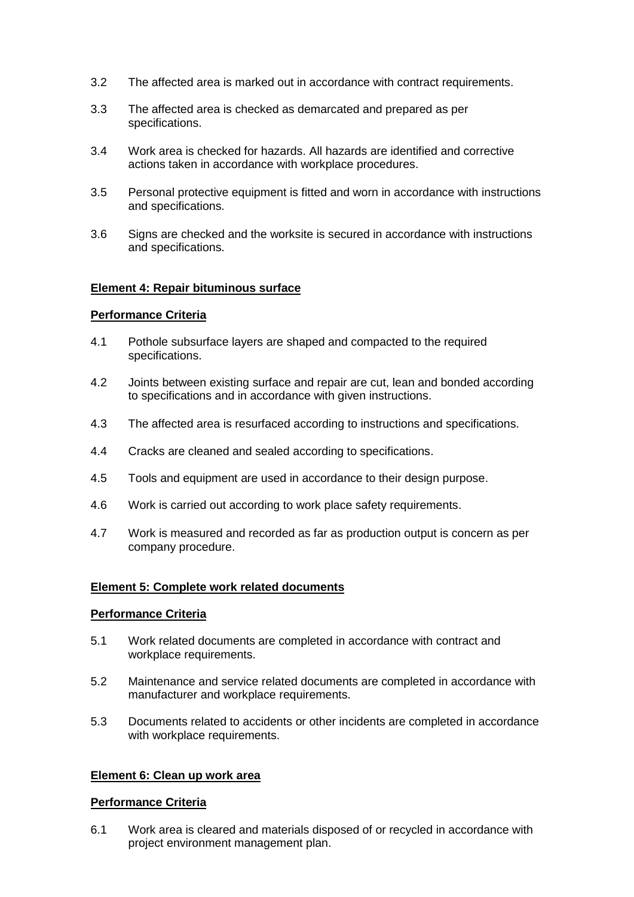3.2 The affected area is marked out in accordance with contract requirements.

3.3 The affected area is checked as demarcated and prepared as per specifications.

3.4 Work area is checked for hazards. All hazards are identified and corrective actions taken in accordance with workplace procedures.

3.5 Personal protective equipment is fitted and worn in accordance with instructions and specifications.

3.6 Signs are checked and the worksite is secured in accordance with instructions and specifications.

**Element 4: Repair bituminous surface**

**Performance Criteria**

4.1 Pothole subsurface layers are shaped and compacted to the required specifications.

4.2 Joints between existing surface and repair are cut, lean and bonded according to specifications and in accordance with given instructions.

4.3 The affected area is resurfaced according to instructions and specifications.

4.4 Cracks are cleaned and sealed according to specifications.

4.5 Tools and equipment are used in accordance to their design purpose.

4.6 Work is carried out according to work place safety requirements.

4.7 Work is measured and recorded as far as production output is concern as per company procedure.

**Element 5: Complete work related documents**

**Performance Criteria**

5.1 Work related documents are completed in accordance with contract and workplace requirements.

5.2 Maintenance and service related documents are completed in accordance with manufacturer and workplace requirements.

5.3 Documents related to accidents or other incidents are completed in accordance with workplace requirements.

**Element 6: Clean up work area**

**Performance Criteria**

6.1 Work area is cleared and materials disposed of or recycled in accordance with project environment management plan.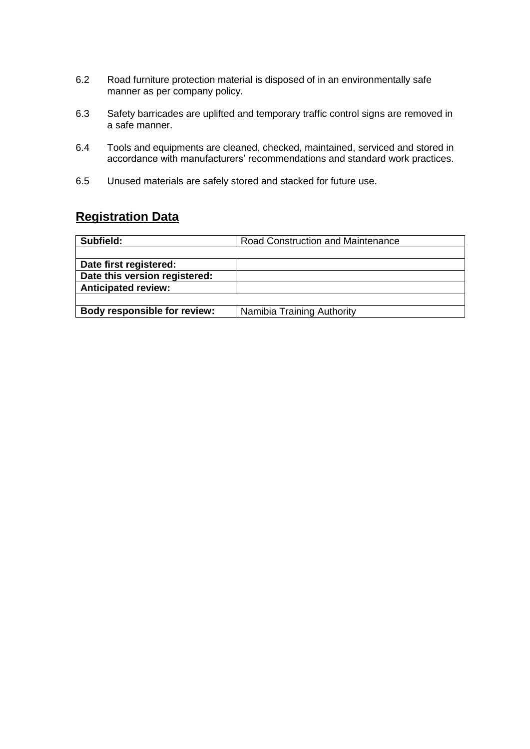6.2 Road furniture protection material is disposed of in an environmentally safe manner as per company policy.

6.3 Safety barricades are uplifted and temporary traffic control signs are removed in a safe manner.

6.4 Tools and equipments are cleaned, checked, maintained, serviced and stored in accordance with manufacturers' recommendations and standard work practices.

6.5 Unused materials are safely stored and stacked for future use.

## Registration Data

| | |
|---|---|
| **Subfield:** | Road Construction and Maintenance |
| | |
| **Date first registered:** | |
| **Date this version registered:** | |
| **Anticipated review:** | |
| | |
| **Body responsible for review:** | Namibia Training Authority |